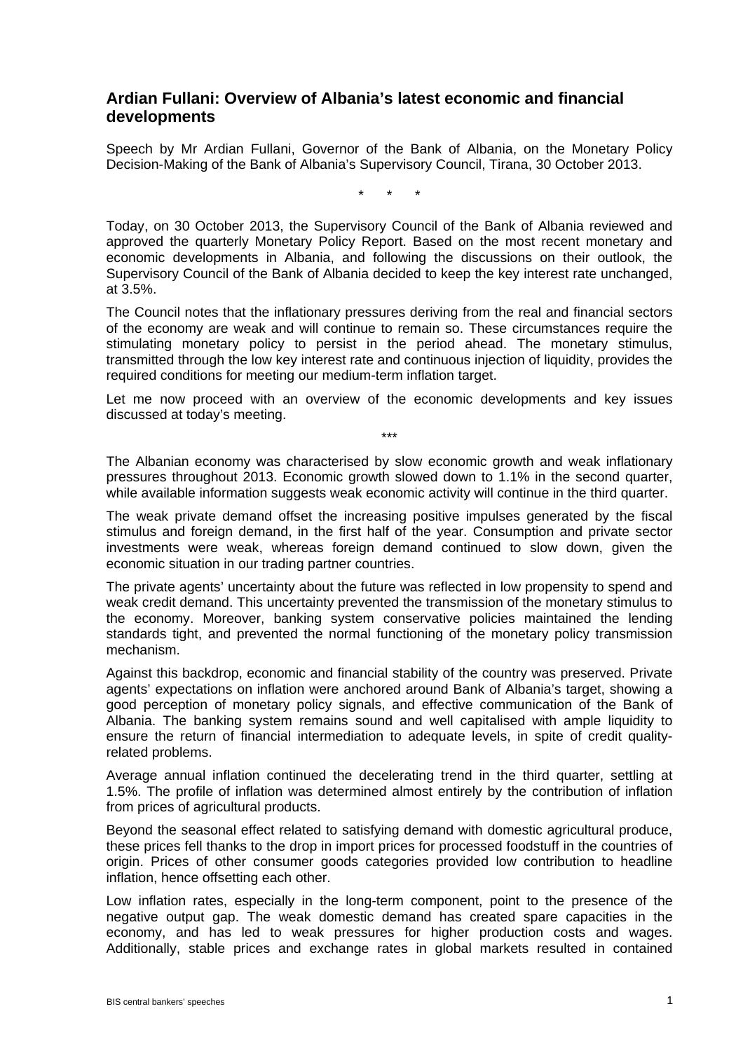## Ardian Fullani: Overview of Albania's latest economic and financial developments

Speech by Mr Ardian Fullani, Governor of the Bank of Albania, on the Monetary Policy Decision-Making of the Bank of Albania's Supervisory Council, Tirana, 30 October 2013.

\*   \*   \*

Today, on 30 October 2013, the Supervisory Council of the Bank of Albania reviewed and approved the quarterly Monetary Policy Report. Based on the most recent monetary and economic developments in Albania, and following the discussions on their outlook, the Supervisory Council of the Bank of Albania decided to keep the key interest rate unchanged, at 3.5%.

The Council notes that the inflationary pressures deriving from the real and financial sectors of the economy are weak and will continue to remain so. These circumstances require the stimulating monetary policy to persist in the period ahead. The monetary stimulus, transmitted through the low key interest rate and continuous injection of liquidity, provides the required conditions for meeting our medium-term inflation target.

Let me now proceed with an overview of the economic developments and key issues discussed at today's meeting.

\*\*\*

The Albanian economy was characterised by slow economic growth and weak inflationary pressures throughout 2013. Economic growth slowed down to 1.1% in the second quarter, while available information suggests weak economic activity will continue in the third quarter.

The weak private demand offset the increasing positive impulses generated by the fiscal stimulus and foreign demand, in the first half of the year. Consumption and private sector investments were weak, whereas foreign demand continued to slow down, given the economic situation in our trading partner countries.

The private agents' uncertainty about the future was reflected in low propensity to spend and weak credit demand. This uncertainty prevented the transmission of the monetary stimulus to the economy. Moreover, banking system conservative policies maintained the lending standards tight, and prevented the normal functioning of the monetary policy transmission mechanism.

Against this backdrop, economic and financial stability of the country was preserved. Private agents' expectations on inflation were anchored around Bank of Albania's target, showing a good perception of monetary policy signals, and effective communication of the Bank of Albania. The banking system remains sound and well capitalised with ample liquidity to ensure the return of financial intermediation to adequate levels, in spite of credit quality-related problems.

Average annual inflation continued the decelerating trend in the third quarter, settling at 1.5%. The profile of inflation was determined almost entirely by the contribution of inflation from prices of agricultural products.

Beyond the seasonal effect related to satisfying demand with domestic agricultural produce, these prices fell thanks to the drop in import prices for processed foodstuff in the countries of origin. Prices of other consumer goods categories provided low contribution to headline inflation, hence offsetting each other.

Low inflation rates, especially in the long-term component, point to the presence of the negative output gap. The weak domestic demand has created spare capacities in the economy, and has led to weak pressures for higher production costs and wages. Additionally, stable prices and exchange rates in global markets resulted in contained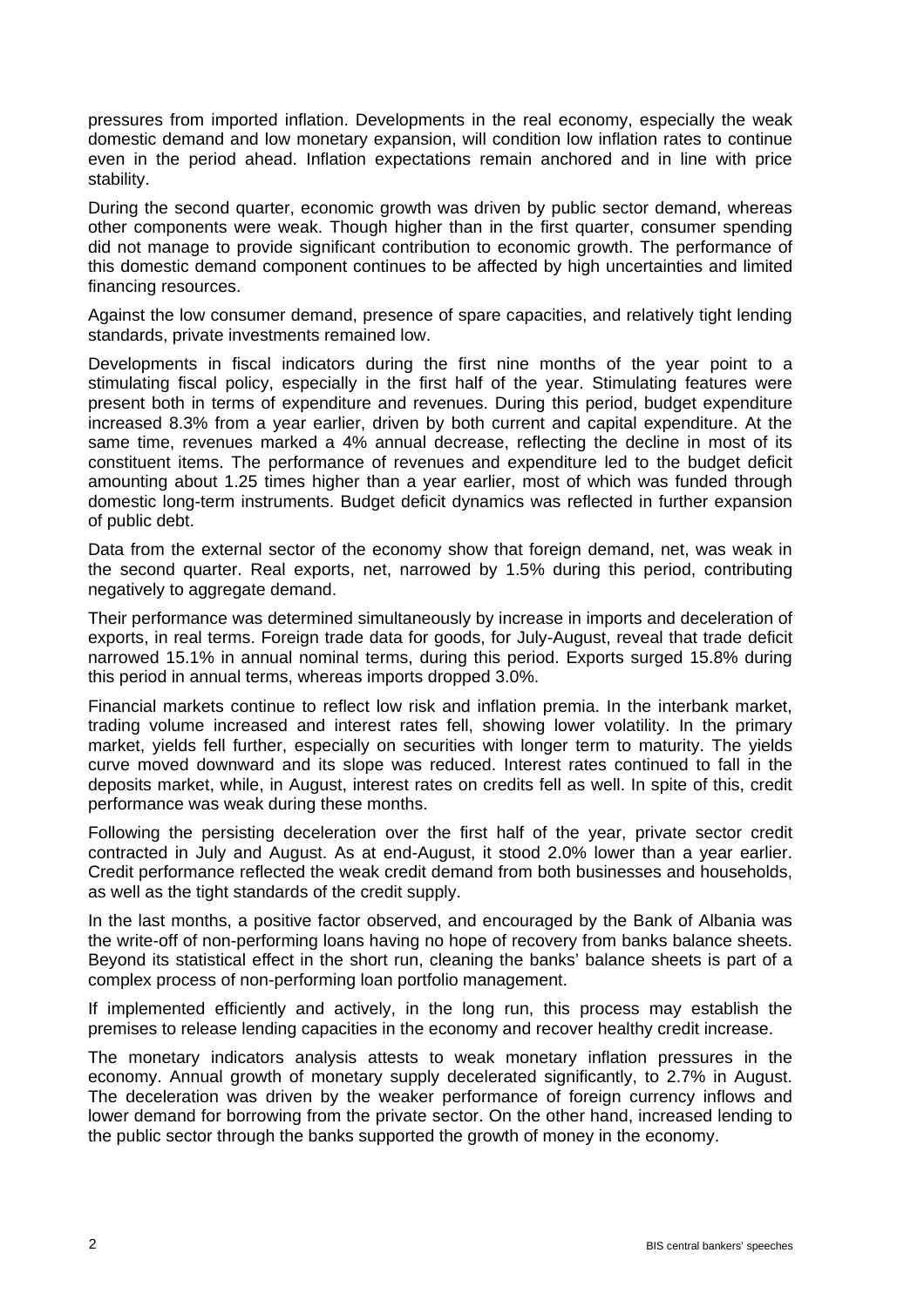pressures from imported inflation. Developments in the real economy, especially the weak domestic demand and low monetary expansion, will condition low inflation rates to continue even in the period ahead. Inflation expectations remain anchored and in line with price stability.

During the second quarter, economic growth was driven by public sector demand, whereas other components were weak. Though higher than in the first quarter, consumer spending did not manage to provide significant contribution to economic growth. The performance of this domestic demand component continues to be affected by high uncertainties and limited financing resources.

Against the low consumer demand, presence of spare capacities, and relatively tight lending standards, private investments remained low.

Developments in fiscal indicators during the first nine months of the year point to a stimulating fiscal policy, especially in the first half of the year. Stimulating features were present both in terms of expenditure and revenues. During this period, budget expenditure increased 8.3% from a year earlier, driven by both current and capital expenditure. At the same time, revenues marked a 4% annual decrease, reflecting the decline in most of its constituent items. The performance of revenues and expenditure led to the budget deficit amounting about 1.25 times higher than a year earlier, most of which was funded through domestic long-term instruments. Budget deficit dynamics was reflected in further expansion of public debt.

Data from the external sector of the economy show that foreign demand, net, was weak in the second quarter. Real exports, net, narrowed by 1.5% during this period, contributing negatively to aggregate demand.

Their performance was determined simultaneously by increase in imports and deceleration of exports, in real terms. Foreign trade data for goods, for July-August, reveal that trade deficit narrowed 15.1% in annual nominal terms, during this period. Exports surged 15.8% during this period in annual terms, whereas imports dropped 3.0%.

Financial markets continue to reflect low risk and inflation premia. In the interbank market, trading volume increased and interest rates fell, showing lower volatility. In the primary market, yields fell further, especially on securities with longer term to maturity. The yields curve moved downward and its slope was reduced. Interest rates continued to fall in the deposits market, while, in August, interest rates on credits fell as well. In spite of this, credit performance was weak during these months.

Following the persisting deceleration over the first half of the year, private sector credit contracted in July and August. As at end-August, it stood 2.0% lower than a year earlier. Credit performance reflected the weak credit demand from both businesses and households, as well as the tight standards of the credit supply.

In the last months, a positive factor observed, and encouraged by the Bank of Albania was the write-off of non-performing loans having no hope of recovery from banks balance sheets. Beyond its statistical effect in the short run, cleaning the banks' balance sheets is part of a complex process of non-performing loan portfolio management.

If implemented efficiently and actively, in the long run, this process may establish the premises to release lending capacities in the economy and recover healthy credit increase.

The monetary indicators analysis attests to weak monetary inflation pressures in the economy. Annual growth of monetary supply decelerated significantly, to 2.7% in August. The deceleration was driven by the weaker performance of foreign currency inflows and lower demand for borrowing from the private sector. On the other hand, increased lending to the public sector through the banks supported the growth of money in the economy.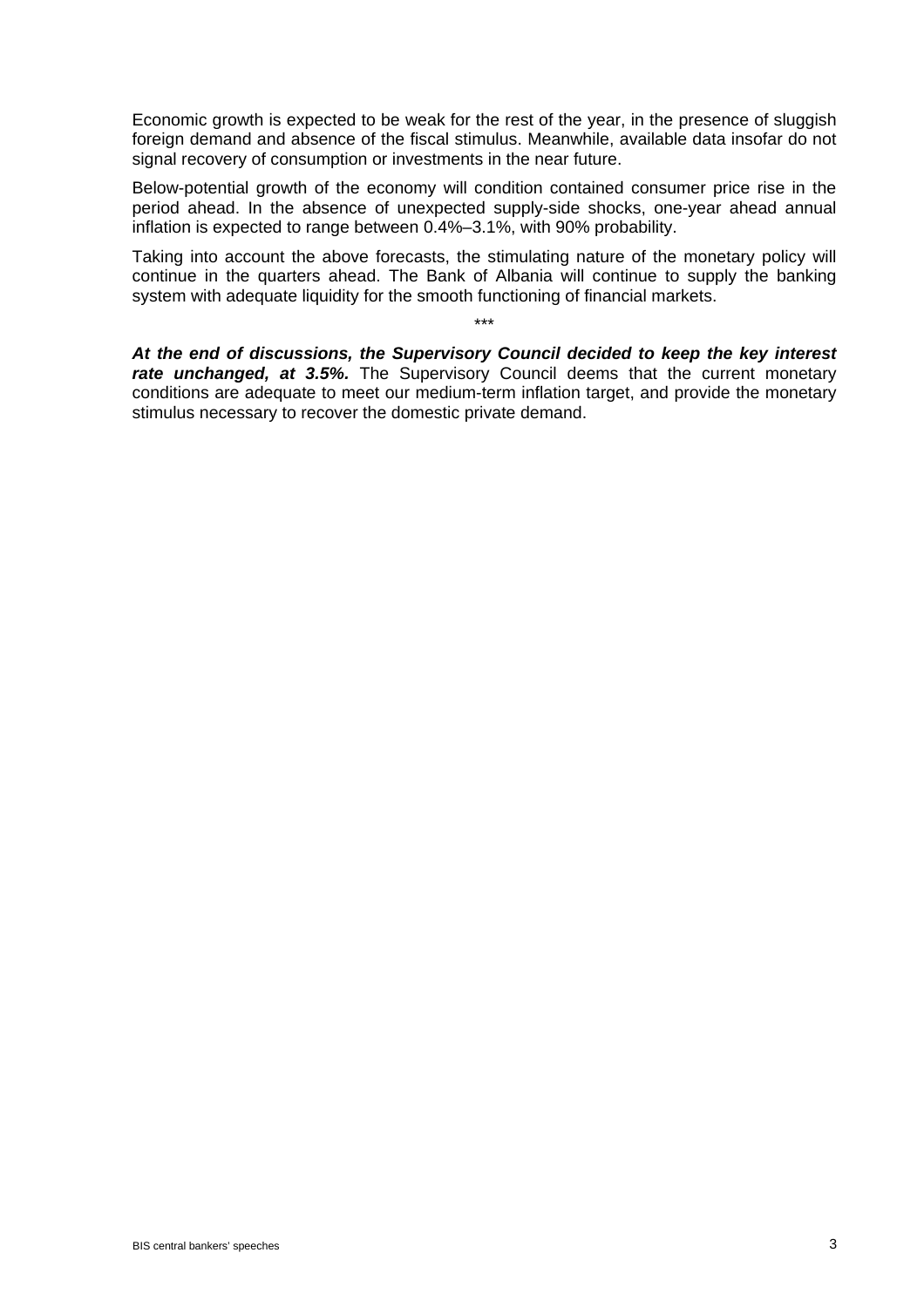Economic growth is expected to be weak for the rest of the year, in the presence of sluggish foreign demand and absence of the fiscal stimulus. Meanwhile, available data insofar do not signal recovery of consumption or investments in the near future.

Below-potential growth of the economy will condition contained consumer price rise in the period ahead. In the absence of unexpected supply-side shocks, one-year ahead annual inflation is expected to range between 0.4%–3.1%, with 90% probability.

Taking into account the above forecasts, the stimulating nature of the monetary policy will continue in the quarters ahead. The Bank of Albania will continue to supply the banking system with adequate liquidity for the smooth functioning of financial markets.

\*\*\*

***At the end of discussions, the Supervisory Council decided to keep the key interest rate unchanged, at 3.5%.*** The Supervisory Council deems that the current monetary conditions are adequate to meet our medium-term inflation target, and provide the monetary stimulus necessary to recover the domestic private demand.